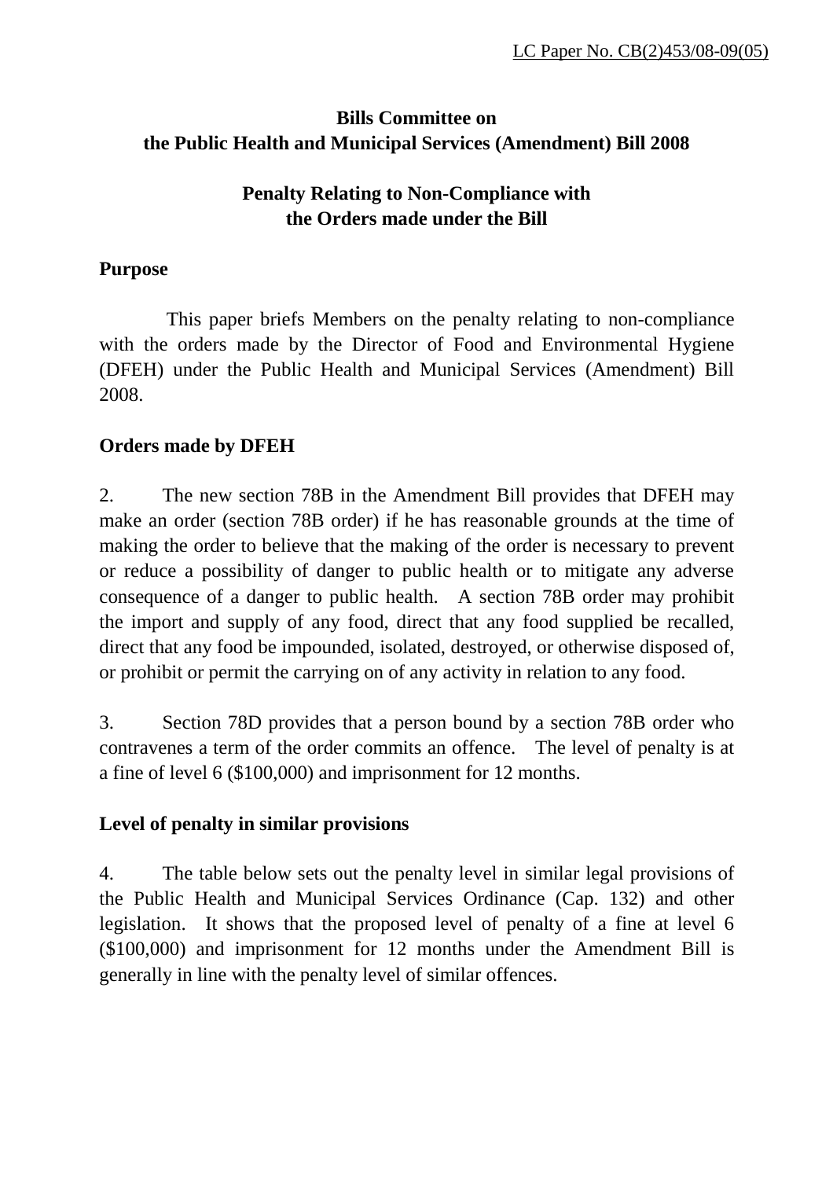LC Paper No. CB(2)453/08-09(05)

**Bills Committee on**
**the Public Health and Municipal Services (Amendment) Bill 2008**

**Penalty Relating to Non-Compliance with**
**the Orders made under the Bill**

## Purpose

This paper briefs Members on the penalty relating to non-compliance with the orders made by the Director of Food and Environmental Hygiene (DFEH) under the Public Health and Municipal Services (Amendment) Bill 2008.

## Orders made by DFEH

2. The new section 78B in the Amendment Bill provides that DFEH may make an order (section 78B order) if he has reasonable grounds at the time of making the order to believe that the making of the order is necessary to prevent or reduce a possibility of danger to public health or to mitigate any adverse consequence of a danger to public health. A section 78B order may prohibit the import and supply of any food, direct that any food supplied be recalled, direct that any food be impounded, isolated, destroyed, or otherwise disposed of, or prohibit or permit the carrying on of any activity in relation to any food.

3. Section 78D provides that a person bound by a section 78B order who contravenes a term of the order commits an offence. The level of penalty is at a fine of level 6 ($100,000) and imprisonment for 12 months.

## Level of penalty in similar provisions

4. The table below sets out the penalty level in similar legal provisions of the Public Health and Municipal Services Ordinance (Cap. 132) and other legislation. It shows that the proposed level of penalty of a fine at level 6 ($100,000) and imprisonment for 12 months under the Amendment Bill is generally in line with the penalty level of similar offences.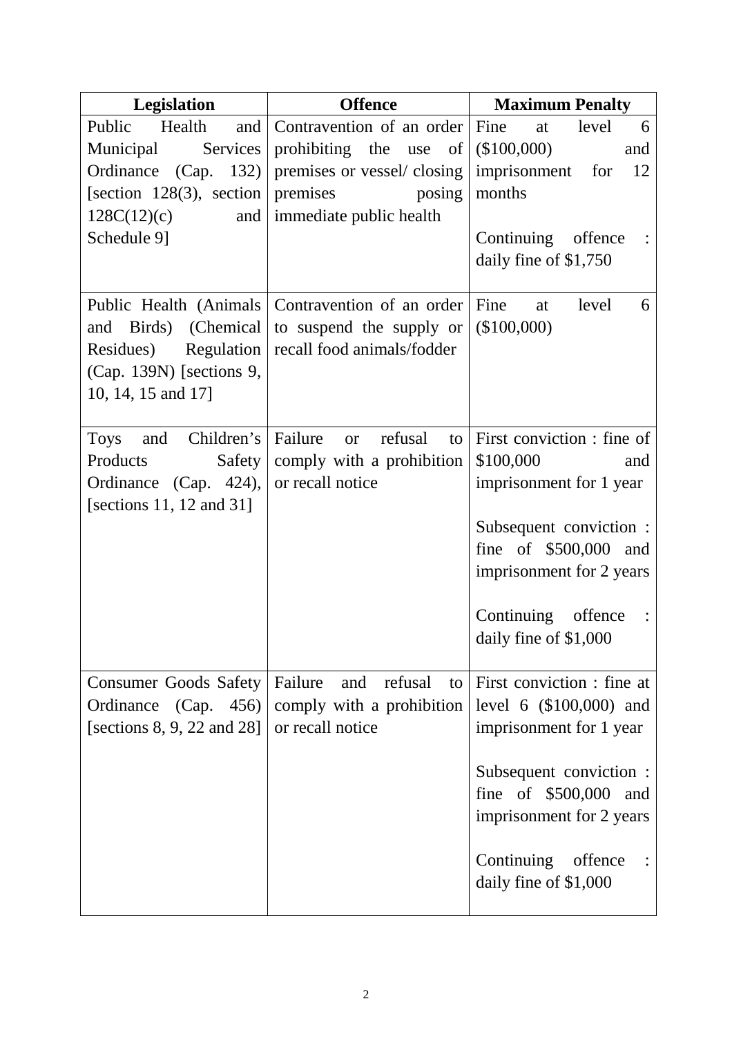| Legislation | Offence | Maximum Penalty |
| --- | --- | --- |
| Public Health and Municipal Services Ordinance (Cap. 132) [section 128(3), section 128C(12)(c) and Schedule 9] | Contravention of an order prohibiting the use of premises or vessel/ closing premises posing immediate public health | Fine at level 6 ($100,000) and imprisonment for 12 months<br><br>Continuing offence : daily fine of $1,750 |
| Public Health (Animals and Birds) (Chemical Residues) Regulation (Cap. 139N) [sections 9, 10, 14, 15 and 17] | Contravention of an order to suspend the supply or recall food animals/fodder | Fine at level 6 ($100,000) |
| Toys and Children's Products Safety Ordinance (Cap. 424), [sections 11, 12 and 31] | Failure or refusal to comply with a prohibition or recall notice | First conviction : fine of $100,000 and imprisonment for 1 year<br><br>Subsequent conviction : fine of $500,000 and imprisonment for 2 years<br><br>Continuing offence : daily fine of $1,000 |
| Consumer Goods Safety Ordinance (Cap. 456) [sections 8, 9, 22 and 28] | Failure and refusal to comply with a prohibition or recall notice | First conviction : fine at level 6 ($100,000) and imprisonment for 1 year<br><br>Subsequent conviction : fine of $500,000 and imprisonment for 2 years<br><br>Continuing offence : daily fine of $1,000 |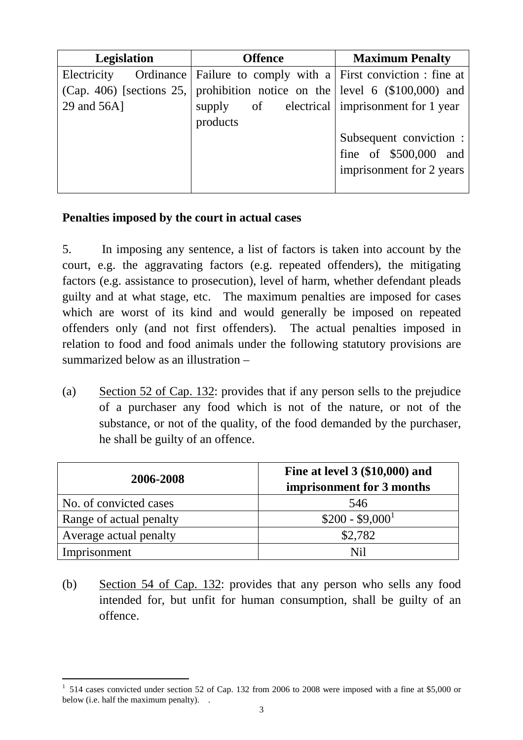| Legislation | Offence | Maximum Penalty |
|---|---|---|
| Electricity Ordinance (Cap. 406) [sections 25, 29 and 56A] | Failure to comply with a prohibition notice on the supply of electrical products | First conviction : fine at level 6 ($100,000) and imprisonment for 1 year<br><br>Subsequent conviction : fine of $500,000 and imprisonment for 2 years |

**Penalties imposed by the court in actual cases**

5. In imposing any sentence, a list of factors is taken into account by the court, e.g. the aggravating factors (e.g. repeated offenders), the mitigating factors (e.g. assistance to prosecution), level of harm, whether defendant pleads guilty and at what stage, etc. The maximum penalties are imposed for cases which are worst of its kind and would generally be imposed on repeated offenders only (and not first offenders). The actual penalties imposed in relation to food and food animals under the following statutory provisions are summarized below as an illustration –

(a) Section 52 of Cap. 132: provides that if any person sells to the prejudice of a purchaser any food which is not of the nature, or not of the substance, or not of the quality, of the food demanded by the purchaser, he shall be guilty of an offence.

| 2006-2008 | Fine at level 3 ($10,000) and imprisonment for 3 months |
|---|---|
| No. of convicted cases | 546 |
| Range of actual penalty | $200 - $9,000[1] |
| Average actual penalty | $2,782 |
| Imprisonment | Nil |

(b) Section 54 of Cap. 132: provides that any person who sells any food intended for, but unfit for human consumption, shall be guilty of an offence.

[1] 514 cases convicted under section 52 of Cap. 132 from 2006 to 2008 were imposed with a fine at $5,000 or below (i.e. half the maximum penalty).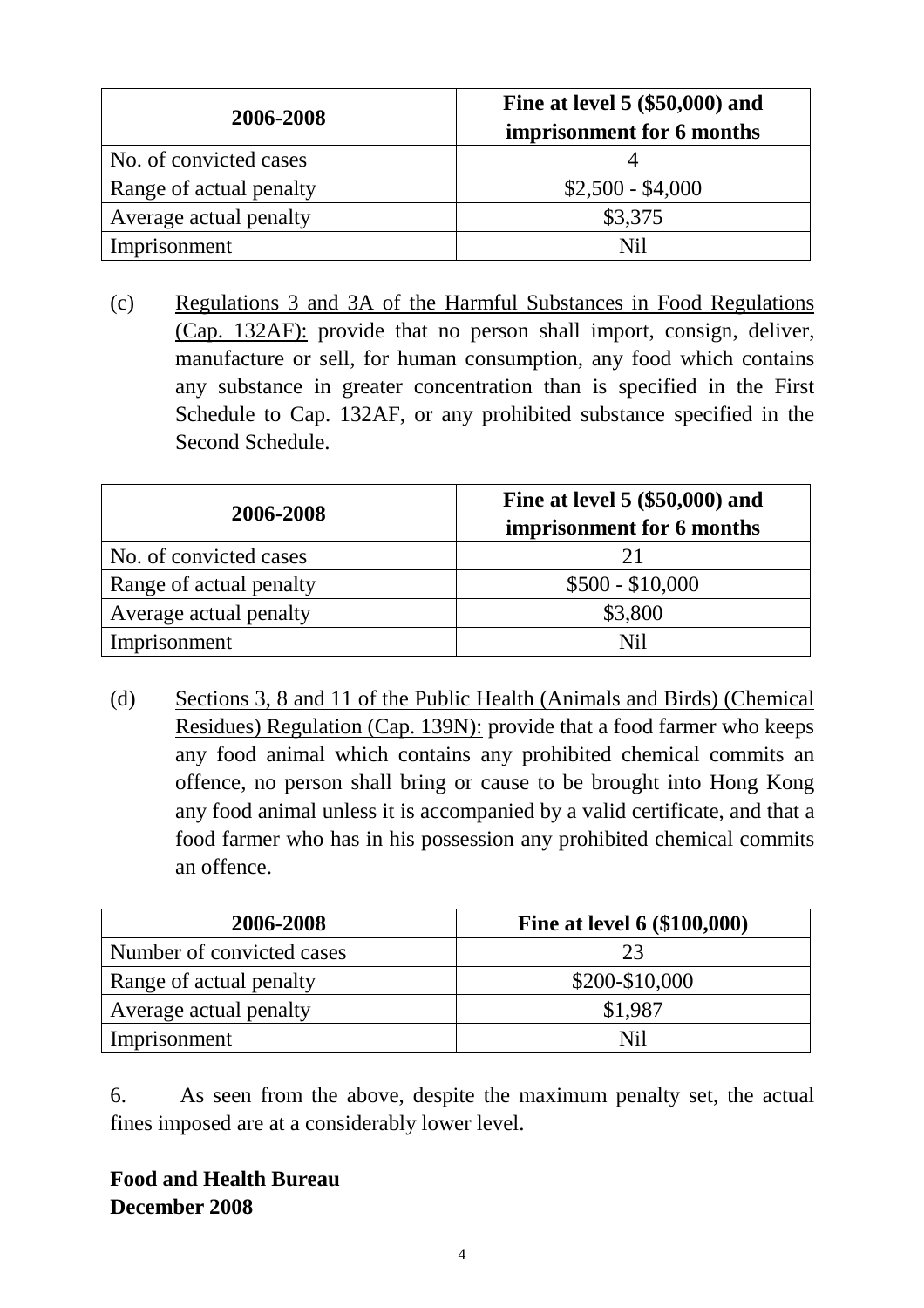| 2006-2008 | Fine at level 5 ($50,000) and imprisonment for 6 months |
|---|---|
| No. of convicted cases | 4 |
| Range of actual penalty | $2,500 - $4,000 |
| Average actual penalty | $3,375 |
| Imprisonment | Nil |

(c) Regulations 3 and 3A of the Harmful Substances in Food Regulations (Cap. 132AF): provide that no person shall import, consign, deliver, manufacture or sell, for human consumption, any food which contains any substance in greater concentration than is specified in the First Schedule to Cap. 132AF, or any prohibited substance specified in the Second Schedule.

| 2006-2008 | Fine at level 5 ($50,000) and imprisonment for 6 months |
|---|---|
| No. of convicted cases | 21 |
| Range of actual penalty | $500 - $10,000 |
| Average actual penalty | $3,800 |
| Imprisonment | Nil |

(d) Sections 3, 8 and 11 of the Public Health (Animals and Birds) (Chemical Residues) Regulation (Cap. 139N): provide that a food farmer who keeps any food animal which contains any prohibited chemical commits an offence, no person shall bring or cause to be brought into Hong Kong any food animal unless it is accompanied by a valid certificate, and that a food farmer who has in his possession any prohibited chemical commits an offence.

| 2006-2008 | Fine at level 6 ($100,000) |
|---|---|
| Number of convicted cases | 23 |
| Range of actual penalty | $200-$10,000 |
| Average actual penalty | $1,987 |
| Imprisonment | Nil |

6. As seen from the above, despite the maximum penalty set, the actual fines imposed are at a considerably lower level.

**Food and Health Bureau**
**December 2008**